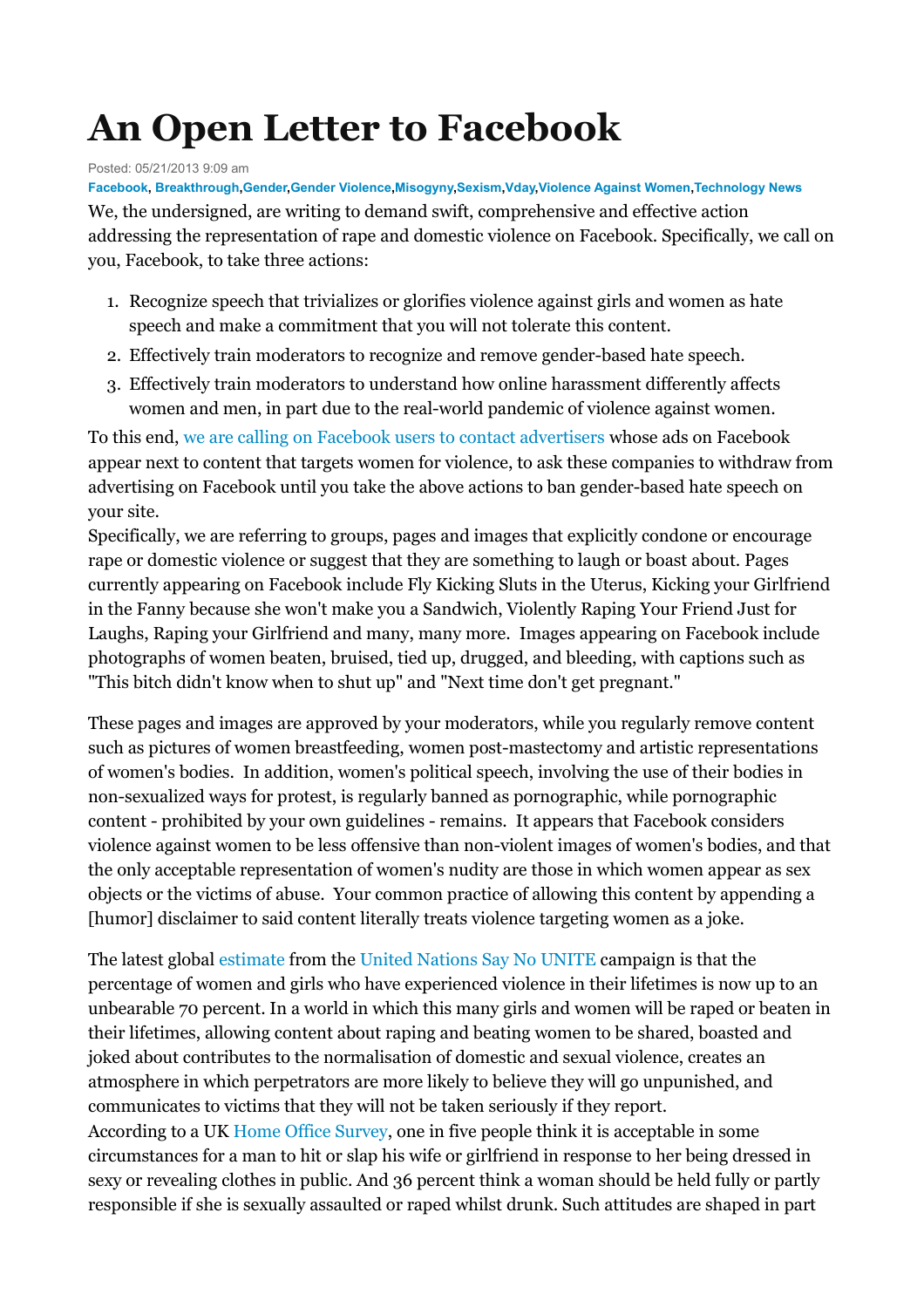# An Open Letter to Facebook

Posted: 05/21/2013 9:09 am

Facebook, Breakthrough, Gender, Gender Violence, Misogyny, Sexism, Vday, Violence Against Women, Technology News

We, the undersigned, are writing to demand swift, comprehensive and effective action addressing the representation of rape and domestic violence on Facebook. Specifically, we call on you, Facebook, to take three actions:

1. Recognize speech that trivializes or glorifies violence against girls and women as hate speech and make a commitment that you will not tolerate this content.
2. Effectively train moderators to recognize and remove gender-based hate speech.
3. Effectively train moderators to understand how online harassment differently affects women and men, in part due to the real-world pandemic of violence against women.

To this end, we are calling on Facebook users to contact advertisers whose ads on Facebook appear next to content that targets women for violence, to ask these companies to withdraw from advertising on Facebook until you take the above actions to ban gender-based hate speech on your site.

Specifically, we are referring to groups, pages and images that explicitly condone or encourage rape or domestic violence or suggest that they are something to laugh or boast about. Pages currently appearing on Facebook include Fly Kicking Sluts in the Uterus, Kicking your Girlfriend in the Fanny because she won't make you a Sandwich, Violently Raping Your Friend Just for Laughs, Raping your Girlfriend and many, many more. Images appearing on Facebook include photographs of women beaten, bruised, tied up, drugged, and bleeding, with captions such as "This bitch didn't know when to shut up" and "Next time don't get pregnant."

These pages and images are approved by your moderators, while you regularly remove content such as pictures of women breastfeeding, women post-mastectomy and artistic representations of women's bodies. In addition, women's political speech, involving the use of their bodies in non-sexualized ways for protest, is regularly banned as pornographic, while pornographic content - prohibited by your own guidelines - remains. It appears that Facebook considers violence against women to be less offensive than non-violent images of women's bodies, and that the only acceptable representation of women's nudity are those in which women appear as sex objects or the victims of abuse. Your common practice of allowing this content by appending a [humor] disclaimer to said content literally treats violence targeting women as a joke.

The latest global estimate from the United Nations Say No UNITE campaign is that the percentage of women and girls who have experienced violence in their lifetimes is now up to an unbearable 70 percent. In a world in which this many girls and women will be raped or beaten in their lifetimes, allowing content about raping and beating women to be shared, boasted and joked about contributes to the normalisation of domestic and sexual violence, creates an atmosphere in which perpetrators are more likely to believe they will go unpunished, and communicates to victims that they will not be taken seriously if they report.

According to a UK Home Office Survey, one in five people think it is acceptable in some circumstances for a man to hit or slap his wife or girlfriend in response to her being dressed in sexy or revealing clothes in public. And 36 percent think a woman should be held fully or partly responsible if she is sexually assaulted or raped whilst drunk. Such attitudes are shaped in part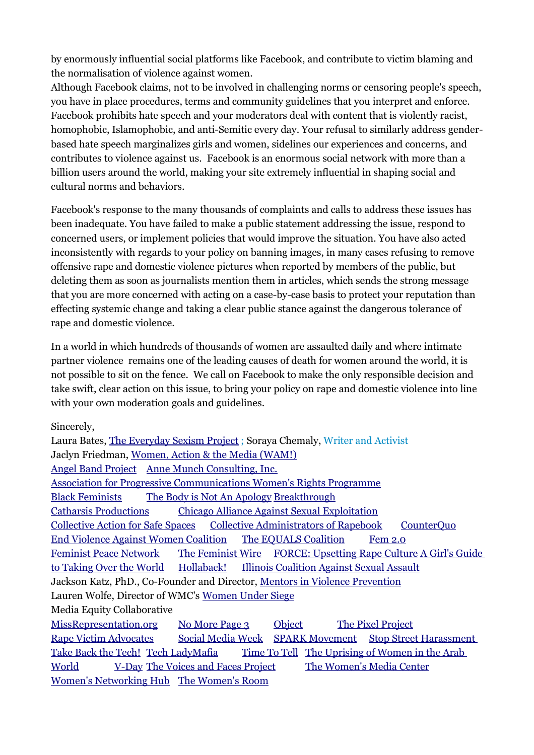by enormously influential social platforms like Facebook, and contribute to victim blaming and the normalisation of violence against women.
Although Facebook claims, not to be involved in challenging norms or censoring people's speech, you have in place procedures, terms and community guidelines that you interpret and enforce. Facebook prohibits hate speech and your moderators deal with content that is violently racist, homophobic, Islamophobic, and anti-Semitic every day. Your refusal to similarly address gender-based hate speech marginalizes girls and women, sidelines our experiences and concerns, and contributes to violence against us. Facebook is an enormous social network with more than a billion users around the world, making your site extremely influential in shaping social and cultural norms and behaviors.

Facebook's response to the many thousands of complaints and calls to address these issues has been inadequate. You have failed to make a public statement addressing the issue, respond to concerned users, or implement policies that would improve the situation. You have also acted inconsistently with regards to your policy on banning images, in many cases refusing to remove offensive rape and domestic violence pictures when reported by members of the public, but deleting them as soon as journalists mention them in articles, which sends the strong message that you are more concerned with acting on a case-by-case basis to protect your reputation than effecting systemic change and taking a clear public stance against the dangerous tolerance of rape and domestic violence.

In a world in which hundreds of thousands of women are assaulted daily and where intimate partner violence remains one of the leading causes of death for women around the world, it is not possible to sit on the fence. We call on Facebook to make the only responsible decision and take swift, clear action on this issue, to bring your policy on rape and domestic violence into line with your own moderation goals and guidelines.

Sincerely,
Laura Bates, The Everyday Sexism Project ; Soraya Chemaly, Writer and Activist
Jaclyn Friedman, Women, Action & the Media (WAM!)
Angel Band Project Anne Munch Consulting, Inc.
Association for Progressive Communications Women's Rights Programme
Black Feminists The Body is Not An Apology Breakthrough
Catharsis Productions Chicago Alliance Against Sexual Exploitation
Collective Action for Safe Spaces Collective Administrators of Rapebook CounterQuo
End Violence Against Women Coalition The EQUALS Coalition Fem 2.0
Feminist Peace Network The Feminist Wire FORCE: Upsetting Rape Culture A Girl's Guide to Taking Over the World Hollaback! Illinois Coalition Against Sexual Assault
Jackson Katz, PhD., Co-Founder and Director, Mentors in Violence Prevention
Lauren Wolfe, Director of WMC's Women Under Siege
Media Equity Collaborative
MissRepresentation.org No More Page 3 Object The Pixel Project
Rape Victim Advocates Social Media Week SPARK Movement Stop Street Harassment
Take Back the Tech! Tech LadyMafia Time To Tell The Uprising of Women in the Arab World V-Day The Voices and Faces Project The Women's Media Center
Women's Networking Hub The Women's Room